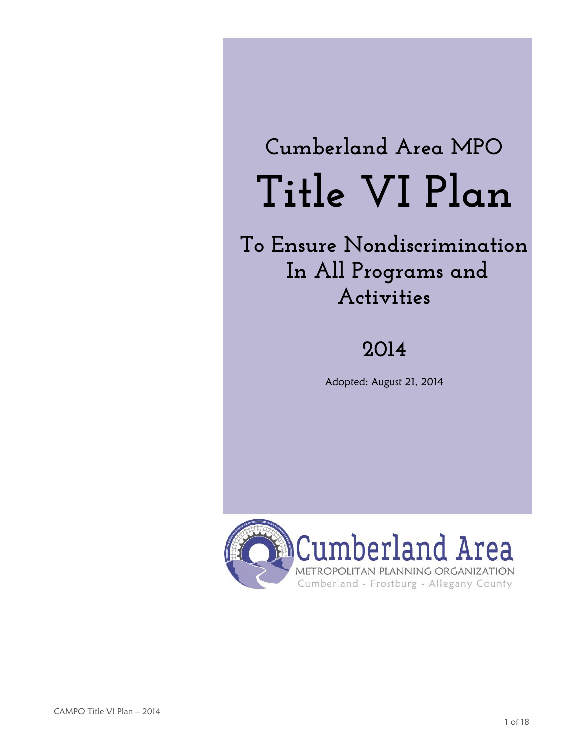# Cumberland Area MPO

# Title VI Plan

## To Ensure Nondiscrimination In All Programs and Activities

## 2014

Adopted: August 21, 2014

Cumberland Area

METROPOLITAN PLANNING ORGANIZATION

Cumberland - Frostburg - Allegany County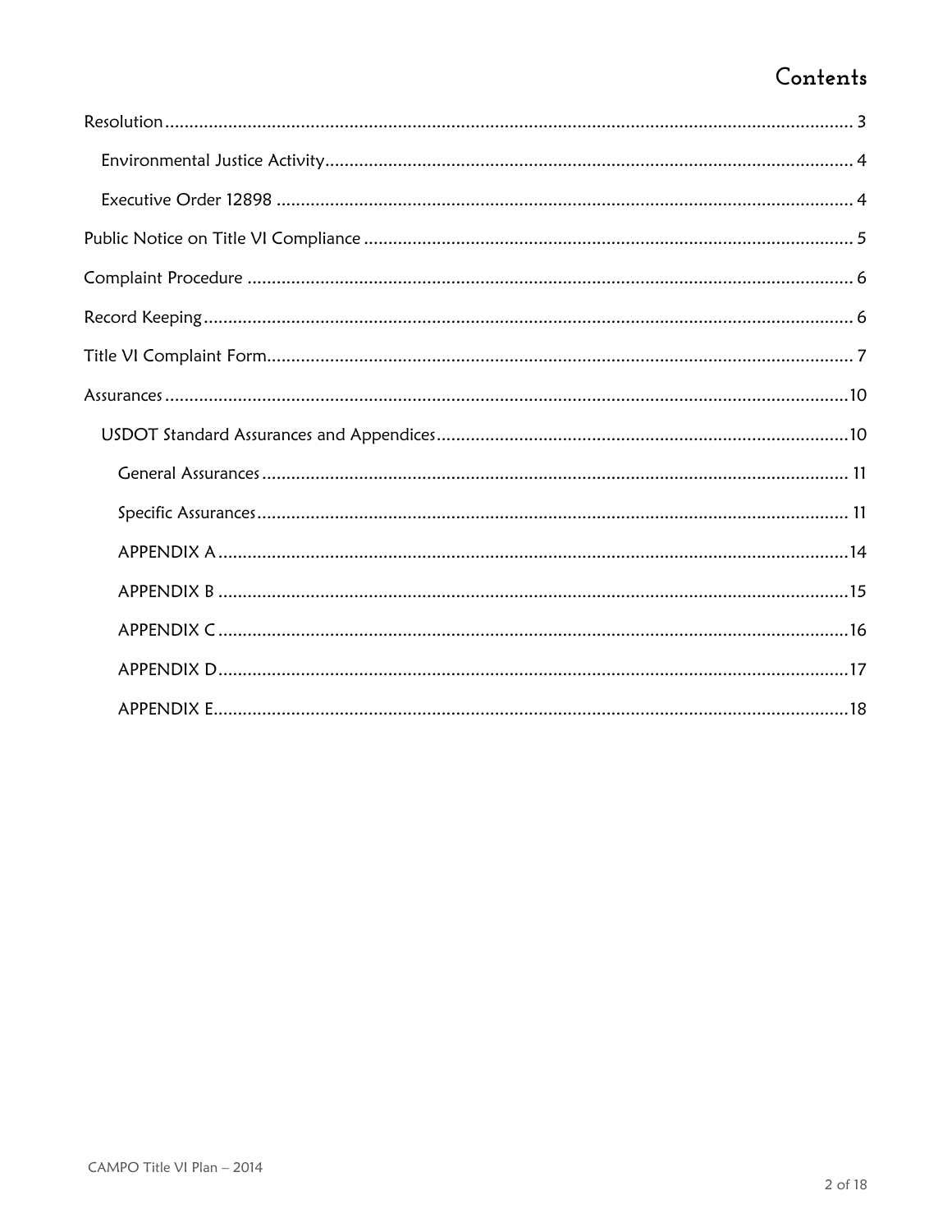# Contents

- Resolution .... 3
  - Environmental Justice Activity .... 4
  - Executive Order 12898 .... 4
- Public Notice on Title VI Compliance .... 5
- Complaint Procedure .... 6
- Record Keeping .... 6
- Title VI Complaint Form .... 7
- Assurances .... 10
  - USDOT Standard Assurances and Appendices .... 10
    - General Assurances .... 11
    - Specific Assurances .... 11
    - APPENDIX A .... 14
    - APPENDIX B .... 15
    - APPENDIX C .... 16
    - APPENDIX D .... 17
    - APPENDIX E .... 18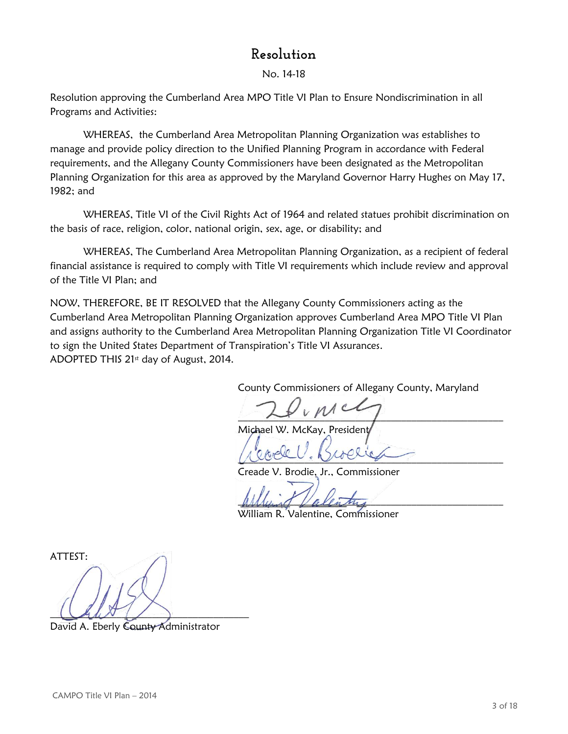# Resolution

No. 14-18

Resolution approving the Cumberland Area MPO Title VI Plan to Ensure Nondiscrimination in all Programs and Activities:

WHEREAS, the Cumberland Area Metropolitan Planning Organization was establishes to manage and provide policy direction to the Unified Planning Program in accordance with Federal requirements, and the Allegany County Commissioners have been designated as the Metropolitan Planning Organization for this area as approved by the Maryland Governor Harry Hughes on May 17, 1982; and

WHEREAS, Title VI of the Civil Rights Act of 1964 and related statues prohibit discrimination on the basis of race, religion, color, national origin, sex, age, or disability; and

WHEREAS, The Cumberland Area Metropolitan Planning Organization, as a recipient of federal financial assistance is required to comply with Title VI requirements which include review and approval of the Title VI Plan; and

NOW, THEREFORE, BE IT RESOLVED that the Allegany County Commissioners acting as the Cumberland Area Metropolitan Planning Organization approves Cumberland Area MPO Title VI Plan and assigns authority to the Cumberland Area Metropolitan Planning Organization Title VI Coordinator to sign the United States Department of Transpiration's Title VI Assurances.
ADOPTED THIS 21st day of August, 2014.

County Commissioners of Allegany County, Maryland

\_\_\_\_\_\_\_\_\_\_\_\_\_\_\_\_\_\_\_\_\_\_\_\_\_\_\_\_\_\_\_\_\_\_\_\_
Michael W. McKay, President

\_\_\_\_\_\_\_\_\_\_\_\_\_\_\_\_\_\_\_\_\_\_\_\_\_\_\_\_\_\_\_\_\_\_\_\_
Creade V. Brodie, Jr., Commissioner

\_\_\_\_\_\_\_\_\_\_\_\_\_\_\_\_\_\_\_\_\_\_\_\_\_\_\_\_\_\_\_\_\_\_\_\_
William R. Valentine, Commissioner

ATTEST:

\_\_\_\_\_\_\_\_\_\_\_\_\_\_\_\_\_\_\_\_\_\_\_\_\_\_\_\_\_\_\_\_\_\_\_\_
David A. Eberly County Administrator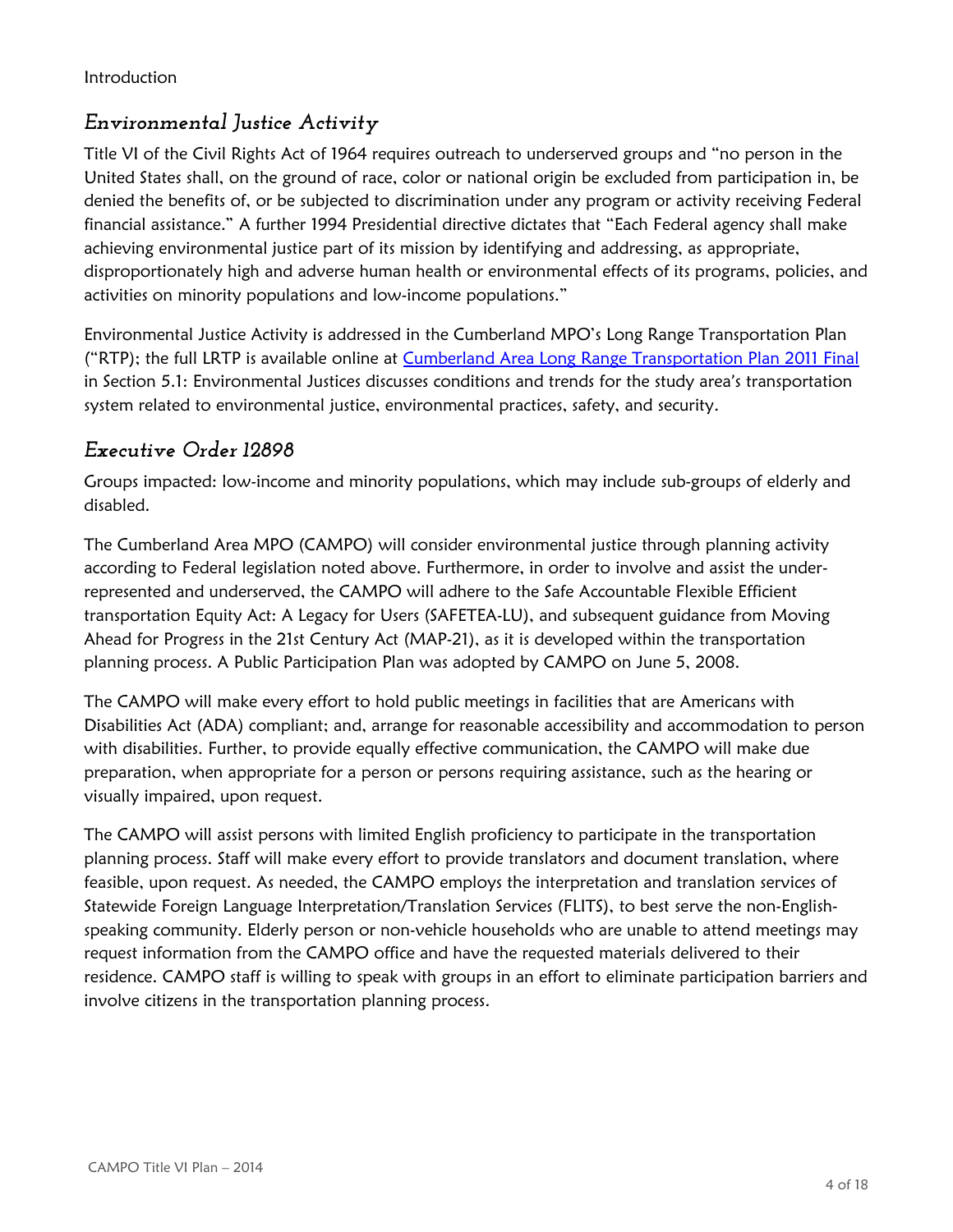Introduction

## Environmental Justice Activity

Title VI of the Civil Rights Act of 1964 requires outreach to underserved groups and "no person in the United States shall, on the ground of race, color or national origin be excluded from participation in, be denied the benefits of, or be subjected to discrimination under any program or activity receiving Federal financial assistance." A further 1994 Presidential directive dictates that "Each Federal agency shall make achieving environmental justice part of its mission by identifying and addressing, as appropriate, disproportionately high and adverse human health or environmental effects of its programs, policies, and activities on minority populations and low-income populations."

Environmental Justice Activity is addressed in the Cumberland MPO's Long Range Transportation Plan ("RTP); the full LRTP is available online at Cumberland Area Long Range Transportation Plan 2011 Final in Section 5.1: Environmental Justices discusses conditions and trends for the study area's transportation system related to environmental justice, environmental practices, safety, and security.

## Executive Order 12898

Groups impacted: low-income and minority populations, which may include sub-groups of elderly and disabled.

The Cumberland Area MPO (CAMPO) will consider environmental justice through planning activity according to Federal legislation noted above. Furthermore, in order to involve and assist the under-represented and underserved, the CAMPO will adhere to the Safe Accountable Flexible Efficient transportation Equity Act: A Legacy for Users (SAFETEA-LU), and subsequent guidance from Moving Ahead for Progress in the 21st Century Act (MAP-21), as it is developed within the transportation planning process. A Public Participation Plan was adopted by CAMPO on June 5, 2008.

The CAMPO will make every effort to hold public meetings in facilities that are Americans with Disabilities Act (ADA) compliant; and, arrange for reasonable accessibility and accommodation to person with disabilities. Further, to provide equally effective communication, the CAMPO will make due preparation, when appropriate for a person or persons requiring assistance, such as the hearing or visually impaired, upon request.

The CAMPO will assist persons with limited English proficiency to participate in the transportation planning process. Staff will make every effort to provide translators and document translation, where feasible, upon request. As needed, the CAMPO employs the interpretation and translation services of Statewide Foreign Language Interpretation/Translation Services (FLITS), to best serve the non-English-speaking community. Elderly person or non-vehicle households who are unable to attend meetings may request information from the CAMPO office and have the requested materials delivered to their residence. CAMPO staff is willing to speak with groups in an effort to eliminate participation barriers and involve citizens in the transportation planning process.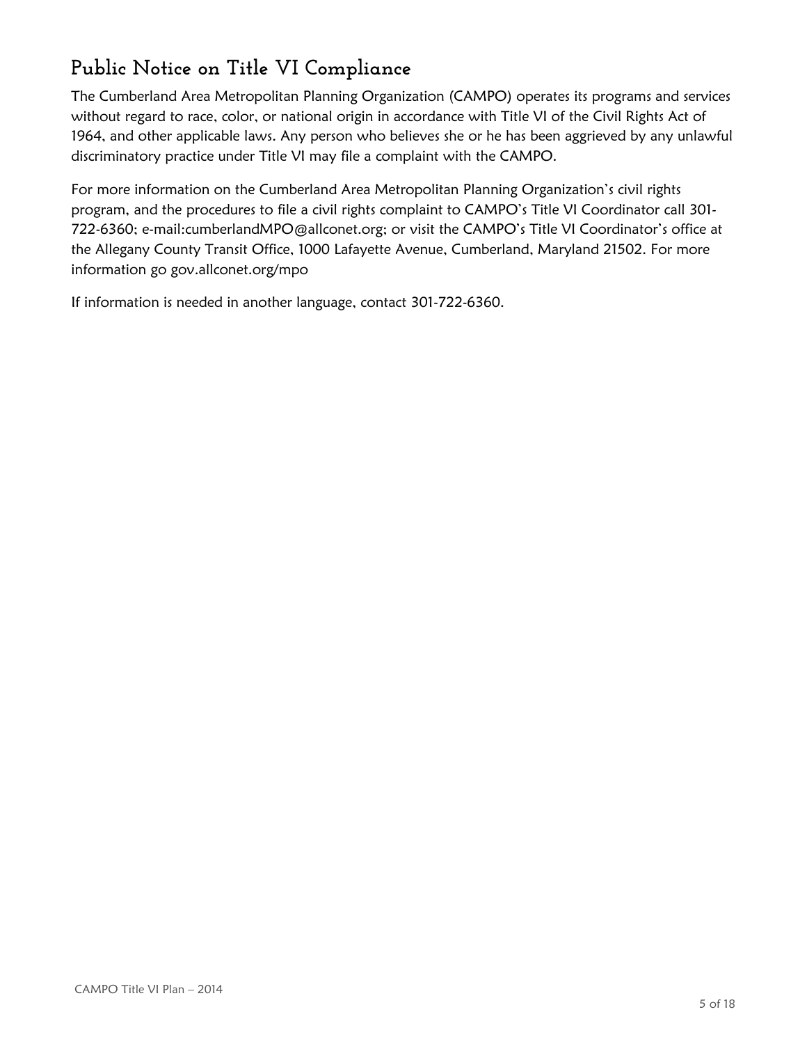## Public Notice on Title VI Compliance

The Cumberland Area Metropolitan Planning Organization (CAMPO) operates its programs and services without regard to race, color, or national origin in accordance with Title VI of the Civil Rights Act of 1964, and other applicable laws. Any person who believes she or he has been aggrieved by any unlawful discriminatory practice under Title VI may file a complaint with the CAMPO.

For more information on the Cumberland Area Metropolitan Planning Organization's civil rights program, and the procedures to file a civil rights complaint to CAMPO's Title VI Coordinator call 301-722-6360; e-mail:cumberlandMPO@allconet.org; or visit the CAMPO's Title VI Coordinator's office at the Allegany County Transit Office, 1000 Lafayette Avenue, Cumberland, Maryland 21502. For more information go gov.allconet.org/mpo

If information is needed in another language, contact 301-722-6360.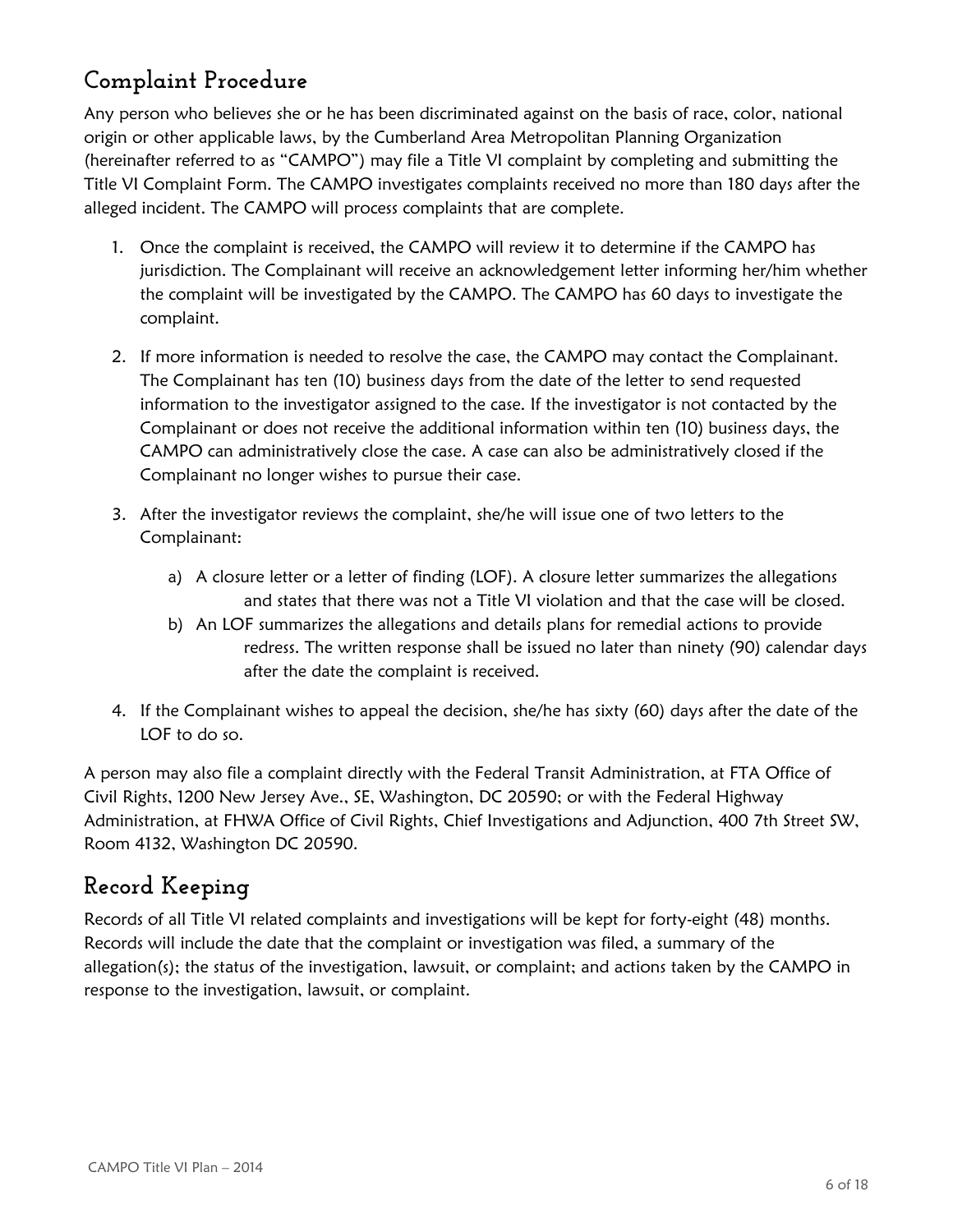## Complaint Procedure

Any person who believes she or he has been discriminated against on the basis of race, color, national origin or other applicable laws, by the Cumberland Area Metropolitan Planning Organization (hereinafter referred to as "CAMPO") may file a Title VI complaint by completing and submitting the Title VI Complaint Form. The CAMPO investigates complaints received no more than 180 days after the alleged incident. The CAMPO will process complaints that are complete.

1. Once the complaint is received, the CAMPO will review it to determine if the CAMPO has jurisdiction. The Complainant will receive an acknowledgement letter informing her/him whether the complaint will be investigated by the CAMPO. The CAMPO has 60 days to investigate the complaint.

2. If more information is needed to resolve the case, the CAMPO may contact the Complainant. The Complainant has ten (10) business days from the date of the letter to send requested information to the investigator assigned to the case. If the investigator is not contacted by the Complainant or does not receive the additional information within ten (10) business days, the CAMPO can administratively close the case. A case can also be administratively closed if the Complainant no longer wishes to pursue their case.

3. After the investigator reviews the complaint, she/he will issue one of two letters to the Complainant:

    a) A closure letter or a letter of finding (LOF). A closure letter summarizes the allegations and states that there was not a Title VI violation and that the case will be closed.
    b) An LOF summarizes the allegations and details plans for remedial actions to provide redress. The written response shall be issued no later than ninety (90) calendar days after the date the complaint is received.

4. If the Complainant wishes to appeal the decision, she/he has sixty (60) days after the date of the LOF to do so.

A person may also file a complaint directly with the Federal Transit Administration, at FTA Office of Civil Rights, 1200 New Jersey Ave., SE, Washington, DC 20590; or with the Federal Highway Administration, at FHWA Office of Civil Rights, Chief Investigations and Adjunction, 400 7th Street SW, Room 4132, Washington DC 20590.

## Record Keeping

Records of all Title VI related complaints and investigations will be kept for forty-eight (48) months. Records will include the date that the complaint or investigation was filed, a summary of the allegation(s); the status of the investigation, lawsuit, or complaint; and actions taken by the CAMPO in response to the investigation, lawsuit, or complaint.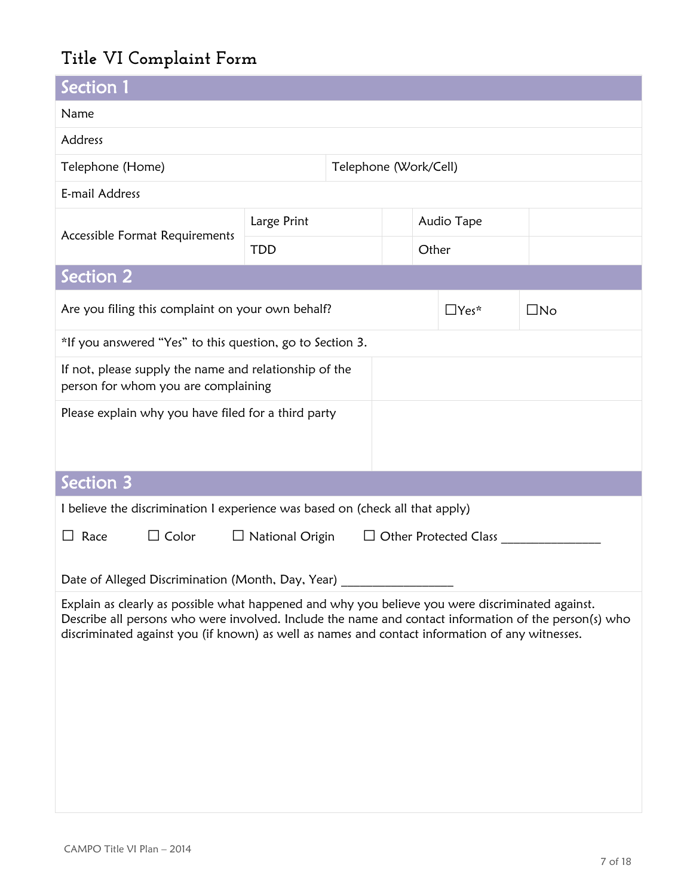# Title VI Complaint Form

## Section 1

| | | | |
|---|---|---|---|
| Name | | | |
| Address | | | |
| Telephone (Home) | | Telephone (Work/Cell) | |
| E-mail Address | | | |

| Accessible Format Requirements | Large Print | | Audio Tape | |
|---|---|---|---|---|
| | TDD | | Other | |

## Section 2

| | | |
|---|---|---|
| Are you filing this complaint on your own behalf? | ☐Yes* | ☐No |
| *If you answered "Yes" to this question, go to Section 3. | | |
| If not, please supply the name and relationship of the person for whom you are complaining | | |
| Please explain why you have filed for a third party | | |

## Section 3

I believe the discrimination I experience was based on (check all that apply)

☐ Race ☐ Color ☐ National Origin ☐ Other Protected Class _______________

Date of Alleged Discrimination (Month, Day, Year) _________________

Explain as clearly as possible what happened and why you believe you were discriminated against. Describe all persons who were involved. Include the name and contact information of the person(s) who discriminated against you (if known) as well as names and contact information of any witnesses.

CAMPO Title VI Plan – 2014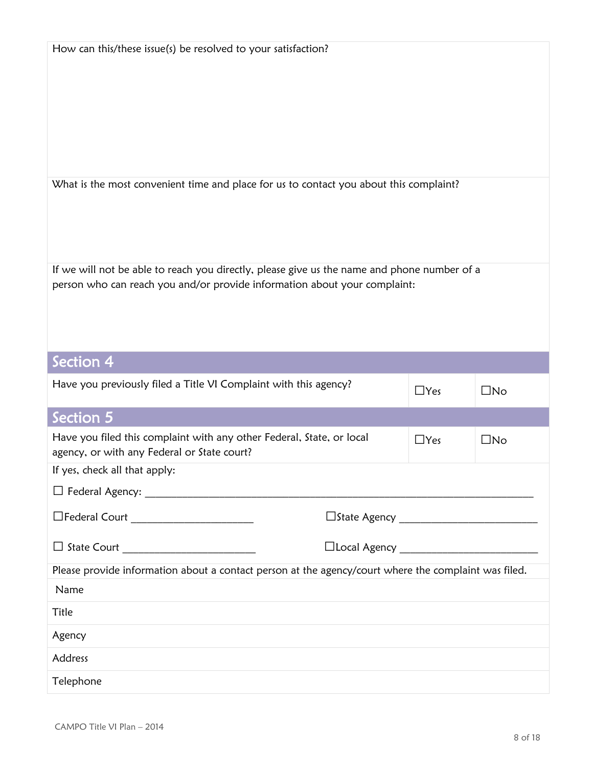How can this/these issue(s) be resolved to your satisfaction?

What is the most convenient time and place for us to contact you about this complaint?

If we will not be able to reach you directly, please give us the name and phone number of a person who can reach you and/or provide information about your complaint:

## Section 4

| Have you previously filed a Title VI Complaint with this agency? | ☐Yes | ☐No |
|---|---|---|

## Section 5

| Have you filed this complaint with any other Federal, State, or local agency, or with any Federal or State court? | ☐Yes | ☐No |
|---|---|---|

If yes, check all that apply:

☐ Federal Agency: ____________________________________________________________

☐Federal Court ____________________ ☐State Agency ______________________

☐ State Court ______________________ ☐Local Agency ______________________

Please provide information about a contact person at the agency/court where the complaint was filed.

| | |
|---|---|
| Name | |
| Title | |
| Agency | |
| Address | |
| Telephone | |

CAMPO Title VI Plan – 2014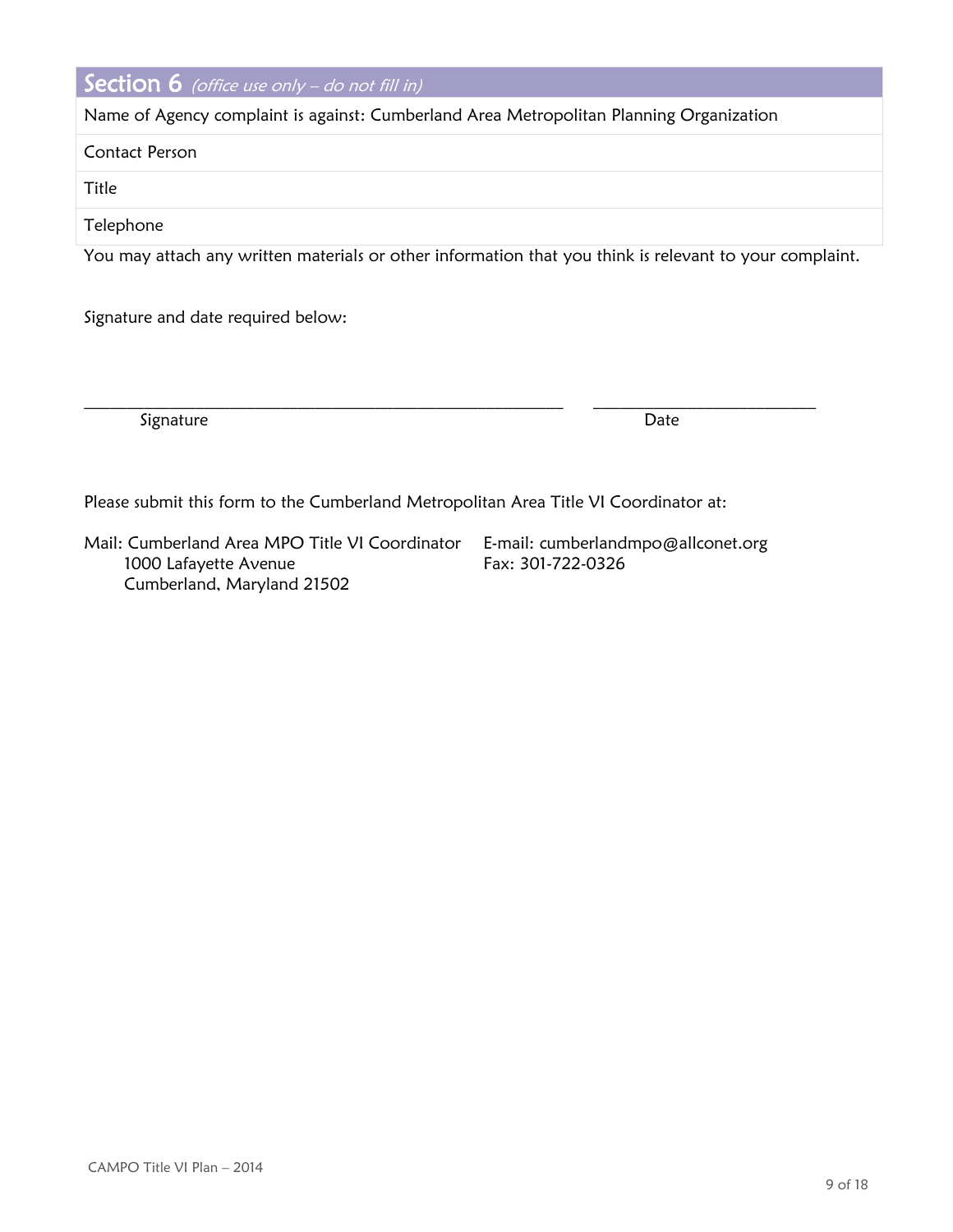## Section 6 *(office use only – do not fill in)*

| Name of Agency complaint is against: Cumberland Area Metropolitan Planning Organization |
|---|
| Contact Person |
| Title |
| Telephone |

You may attach any written materials or other information that you think is relevant to your complaint.

Signature and date required below:

\_\_\_\_\_\_\_\_\_\_\_\_\_\_\_\_\_\_\_\_\_\_\_\_\_\_\_\_\_\_\_\_\_\_\_\_\_\_\_\_\_\_\_\_\_\_\_\_\_\_\_\_\_\_\_\_ \_\_\_\_\_\_\_\_\_\_\_\_\_\_\_\_\_\_\_\_\_\_\_\_\_\_

Signature Date

Please submit this form to the Cumberland Metropolitan Area Title VI Coordinator at:

Mail: Cumberland Area MPO Title VI Coordinator
1000 Lafayette Avenue
Cumberland, Maryland 21502

E-mail: cumberlandmpo@allconet.org
Fax: 301-722-0326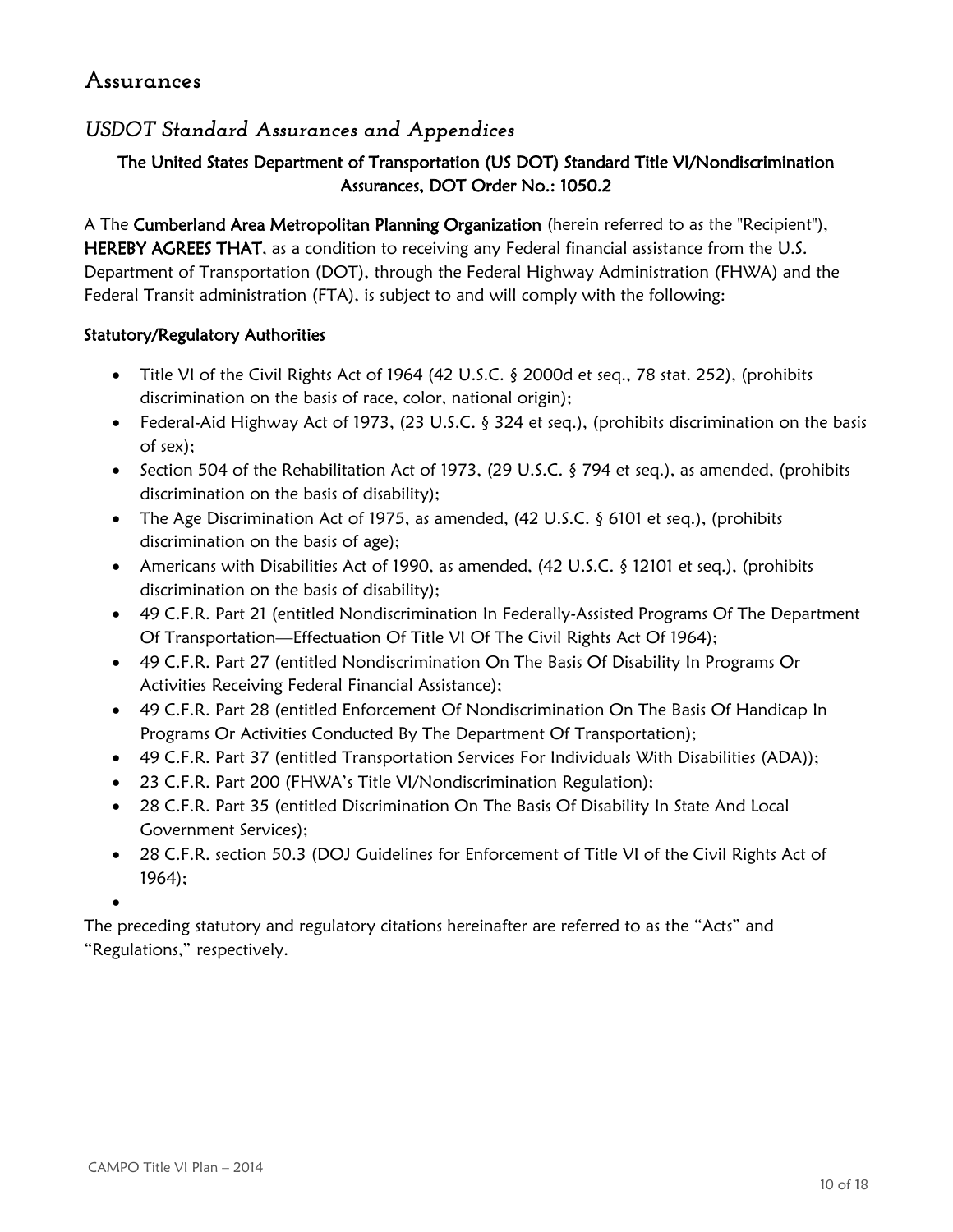# Assurances

## *USDOT Standard Assurances and Appendices*

### The United States Department of Transportation (US DOT) Standard Title VI/Nondiscrimination Assurances, DOT Order No.: 1050.2

A The **Cumberland Area Metropolitan Planning Organization** (herein referred to as the "Recipient"), **HEREBY AGREES THAT**, as a condition to receiving any Federal financial assistance from the U.S. Department of Transportation (DOT), through the Federal Highway Administration (FHWA) and the Federal Transit administration (FTA), is subject to and will comply with the following:

**Statutory/Regulatory Authorities**

- Title VI of the Civil Rights Act of 1964 (42 U.S.C. § 2000d et seq., 78 stat. 252), (prohibits discrimination on the basis of race, color, national origin);
- Federal-Aid Highway Act of 1973, (23 U.S.C. § 324 et seq.), (prohibits discrimination on the basis of sex);
- Section 504 of the Rehabilitation Act of 1973, (29 U.S.C. § 794 et seq.), as amended, (prohibits discrimination on the basis of disability);
- The Age Discrimination Act of 1975, as amended, (42 U.S.C. § 6101 et seq.), (prohibits discrimination on the basis of age);
- Americans with Disabilities Act of 1990, as amended, (42 U.S.C. § 12101 et seq.), (prohibits discrimination on the basis of disability);
- 49 C.F.R. Part 21 (entitled Nondiscrimination In Federally-Assisted Programs Of The Department Of Transportation—Effectuation Of Title VI Of The Civil Rights Act Of 1964);
- 49 C.F.R. Part 27 (entitled Nondiscrimination On The Basis Of Disability In Programs Or Activities Receiving Federal Financial Assistance);
- 49 C.F.R. Part 28 (entitled Enforcement Of Nondiscrimination On The Basis Of Handicap In Programs Or Activities Conducted By The Department Of Transportation);
- 49 C.F.R. Part 37 (entitled Transportation Services For Individuals With Disabilities (ADA));
- 23 C.F.R. Part 200 (FHWA's Title VI/Nondiscrimination Regulation);
- 28 C.F.R. Part 35 (entitled Discrimination On The Basis Of Disability In State And Local Government Services);
- 28 C.F.R. section 50.3 (DOJ Guidelines for Enforcement of Title VI of the Civil Rights Act of 1964);

The preceding statutory and regulatory citations hereinafter are referred to as the "Acts" and "Regulations," respectively.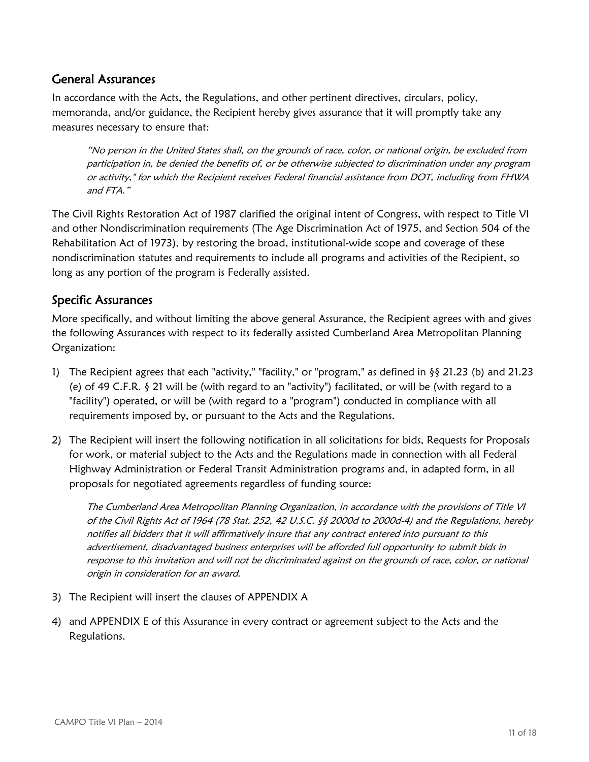## General Assurances

In accordance with the Acts, the Regulations, and other pertinent directives, circulars, policy, memoranda, and/or guidance, the Recipient hereby gives assurance that it will promptly take any measures necessary to ensure that:

> *"No person in the United States shall, on the grounds of race, color, or national origin, be excluded from participation in, be denied the benefits of, or be otherwise subjected to discrimination under any program or activity," for which the Recipient receives Federal financial assistance from DOT, including from FHWA and FTA."*

The Civil Rights Restoration Act of 1987 clarified the original intent of Congress, with respect to Title VI and other Nondiscrimination requirements (The Age Discrimination Act of 1975, and Section 504 of the Rehabilitation Act of 1973), by restoring the broad, institutional-wide scope and coverage of these nondiscrimination statutes and requirements to include all programs and activities of the Recipient, so long as any portion of the program is Federally assisted.

## Specific Assurances

More specifically, and without limiting the above general Assurance, the Recipient agrees with and gives the following Assurances with respect to its federally assisted Cumberland Area Metropolitan Planning Organization:

1) The Recipient agrees that each "activity," "facility," or "program," as defined in §§ 21.23 (b) and 21.23 (e) of 49 C.F.R. § 21 will be (with regard to an "activity") facilitated, or will be (with regard to a "facility") operated, or will be (with regard to a "program") conducted in compliance with all requirements imposed by, or pursuant to the Acts and the Regulations.

2) The Recipient will insert the following notification in all solicitations for bids, Requests for Proposals for work, or material subject to the Acts and the Regulations made in connection with all Federal Highway Administration or Federal Transit Administration programs and, in adapted form, in all proposals for negotiated agreements regardless of funding source:

   *The Cumberland Area Metropolitan Planning Organization, in accordance with the provisions of Title VI of the Civil Rights Act of 1964 (78 Stat. 252, 42 U.S.C. §§ 2000d to 2000d-4) and the Regulations, hereby notifies all bidders that it will affirmatively insure that any contract entered into pursuant to this advertisement, disadvantaged business enterprises will be afforded full opportunity to submit bids in response to this invitation and will not be discriminated against on the grounds of race, color, or national origin in consideration for an award.*

3) The Recipient will insert the clauses of APPENDIX A

4) and APPENDIX E of this Assurance in every contract or agreement subject to the Acts and the Regulations.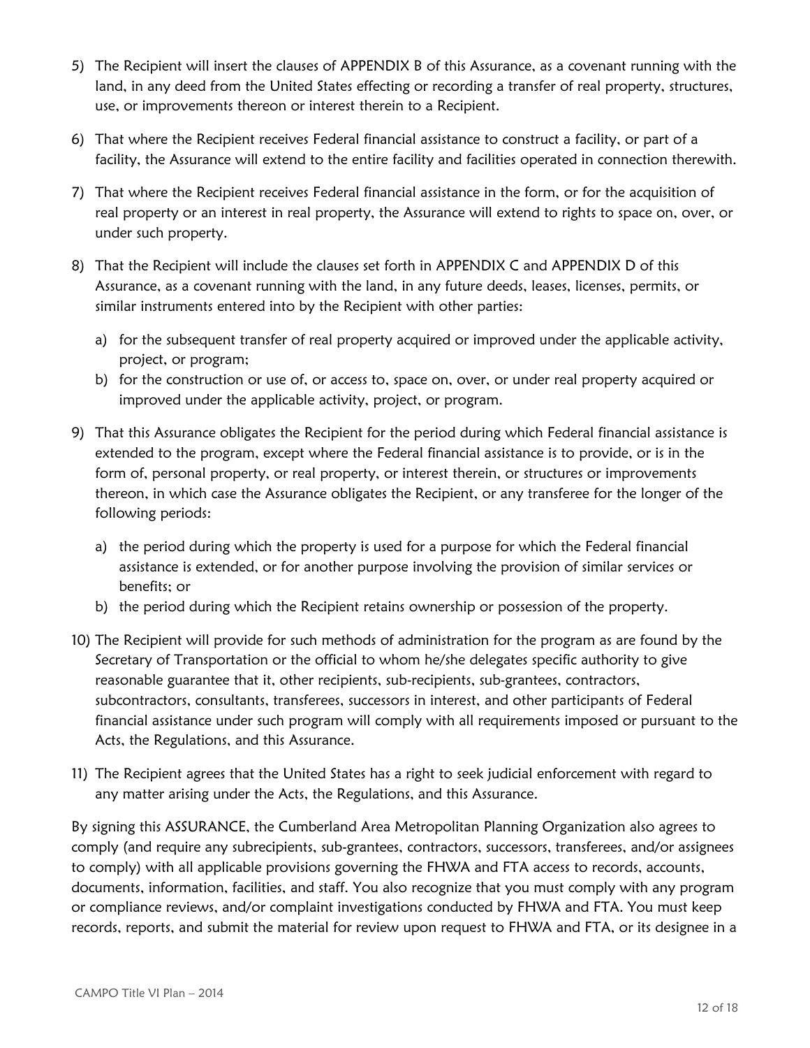5) The Recipient will insert the clauses of APPENDIX B of this Assurance, as a covenant running with the land, in any deed from the United States effecting or recording a transfer of real property, structures, use, or improvements thereon or interest therein to a Recipient.

6) That where the Recipient receives Federal financial assistance to construct a facility, or part of a facility, the Assurance will extend to the entire facility and facilities operated in connection therewith.

7) That where the Recipient receives Federal financial assistance in the form, or for the acquisition of real property or an interest in real property, the Assurance will extend to rights to space on, over, or under such property.

8) That the Recipient will include the clauses set forth in APPENDIX C and APPENDIX D of this Assurance, as a covenant running with the land, in any future deeds, leases, licenses, permits, or similar instruments entered into by the Recipient with other parties:

   a) for the subsequent transfer of real property acquired or improved under the applicable activity, project, or program;
   b) for the construction or use of, or access to, space on, over, or under real property acquired or improved under the applicable activity, project, or program.

9) That this Assurance obligates the Recipient for the period during which Federal financial assistance is extended to the program, except where the Federal financial assistance is to provide, or is in the form of, personal property, or real property, or interest therein, or structures or improvements thereon, in which case the Assurance obligates the Recipient, or any transferee for the longer of the following periods:

   a) the period during which the property is used for a purpose for which the Federal financial assistance is extended, or for another purpose involving the provision of similar services or benefits; or
   b) the period during which the Recipient retains ownership or possession of the property.

10) The Recipient will provide for such methods of administration for the program as are found by the Secretary of Transportation or the official to whom he/she delegates specific authority to give reasonable guarantee that it, other recipients, sub-recipients, sub-grantees, contractors, subcontractors, consultants, transferees, successors in interest, and other participants of Federal financial assistance under such program will comply with all requirements imposed or pursuant to the Acts, the Regulations, and this Assurance.

11) The Recipient agrees that the United States has a right to seek judicial enforcement with regard to any matter arising under the Acts, the Regulations, and this Assurance.

By signing this ASSURANCE, the Cumberland Area Metropolitan Planning Organization also agrees to comply (and require any subrecipients, sub-grantees, contractors, successors, transferees, and/or assignees to comply) with all applicable provisions governing the FHWA and FTA access to records, accounts, documents, information, facilities, and staff. You also recognize that you must comply with any program or compliance reviews, and/or complaint investigations conducted by FHWA and FTA. You must keep records, reports, and submit the material for review upon request to FHWA and FTA, or its designee in a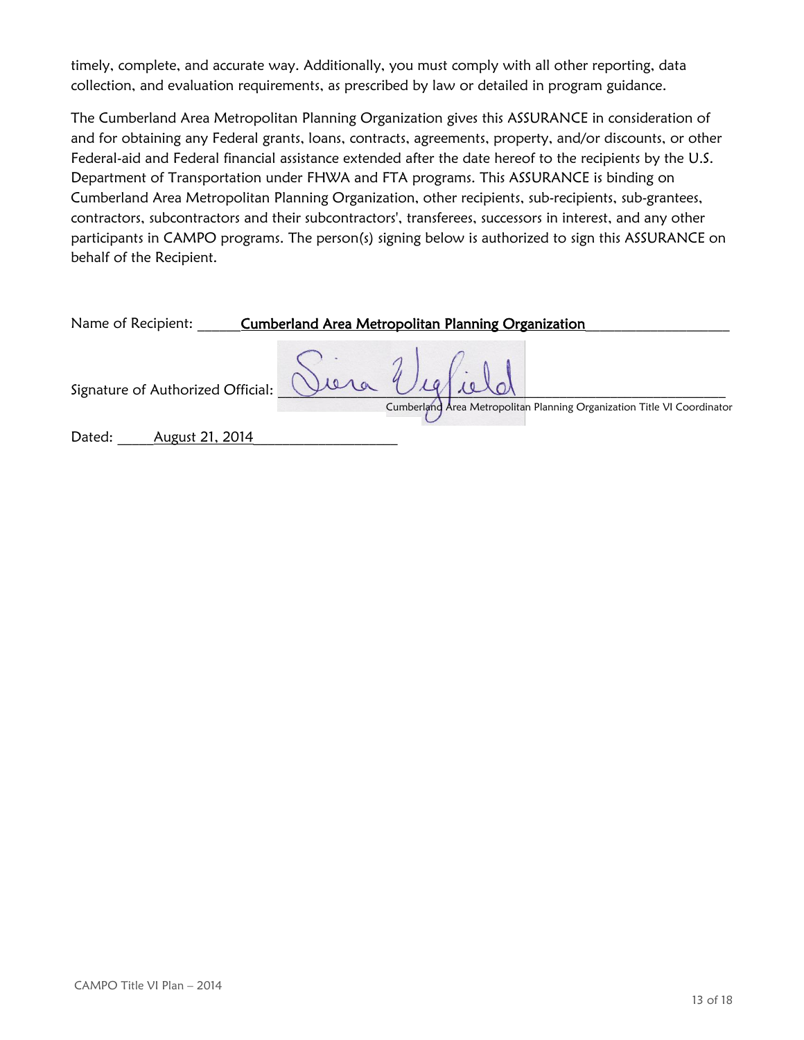timely, complete, and accurate way. Additionally, you must comply with all other reporting, data collection, and evaluation requirements, as prescribed by law or detailed in program guidance.

The Cumberland Area Metropolitan Planning Organization gives this ASSURANCE in consideration of and for obtaining any Federal grants, loans, contracts, agreements, property, and/or discounts, or other Federal-aid and Federal financial assistance extended after the date hereof to the recipients by the U.S. Department of Transportation under FHWA and FTA programs. This ASSURANCE is binding on Cumberland Area Metropolitan Planning Organization, other recipients, sub-recipients, sub-grantees, contractors, subcontractors and their subcontractors', transferees, successors in interest, and any other participants in CAMPO programs. The person(s) signing below is authorized to sign this ASSURANCE on behalf of the Recipient.

Name of Recipient: \_\_\_\_\_\_**Cumberland Area Metropolitan Planning Organization**\_\_\_\_\_\_\_\_\_\_\_\_\_\_\_\_\_\_\_

Signature of Authorized Official: \_\_\_\_\_\_\_\_\_\_\_\_\_\_\_\_\_\_\_\_\_\_\_\_\_\_\_\_\_\_\_\_\_\_\_\_\_\_\_\_\_\_\_\_\_\_\_\_\_\_\_\_

Cumberland Area Metropolitan Planning Organization Title VI Coordinator

Dated: \_\_\_\_\_August 21, 2014\_\_\_\_\_\_\_\_\_\_\_\_\_\_\_\_\_\_\_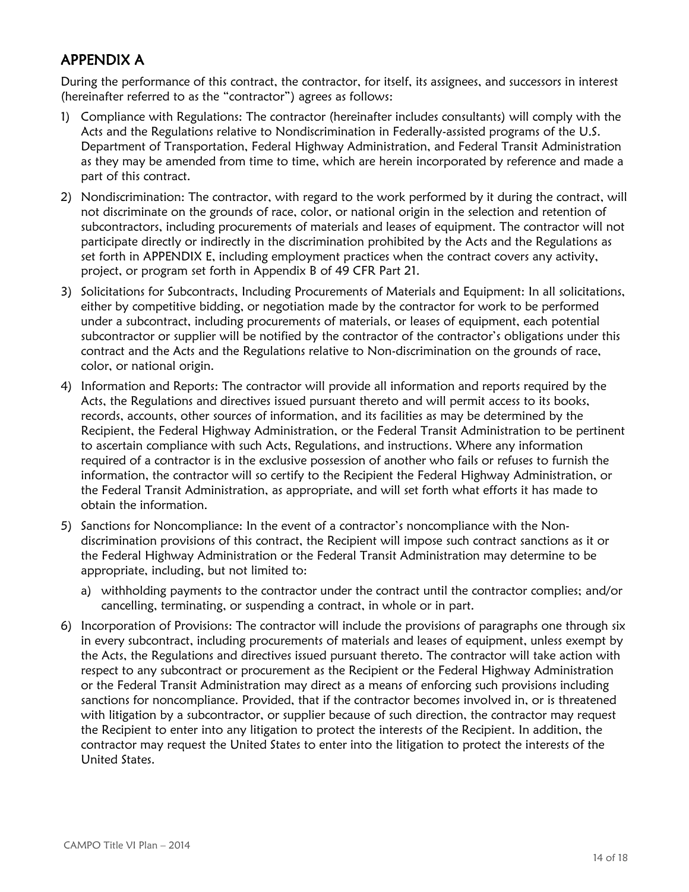## APPENDIX A

During the performance of this contract, the contractor, for itself, its assignees, and successors in interest (hereinafter referred to as the "contractor") agrees as follows:

1) Compliance with Regulations: The contractor (hereinafter includes consultants) will comply with the Acts and the Regulations relative to Nondiscrimination in Federally-assisted programs of the U.S. Department of Transportation, Federal Highway Administration, and Federal Transit Administration as they may be amended from time to time, which are herein incorporated by reference and made a part of this contract.
2) Nondiscrimination: The contractor, with regard to the work performed by it during the contract, will not discriminate on the grounds of race, color, or national origin in the selection and retention of subcontractors, including procurements of materials and leases of equipment. The contractor will not participate directly or indirectly in the discrimination prohibited by the Acts and the Regulations as set forth in APPENDIX E, including employment practices when the contract covers any activity, project, or program set forth in Appendix B of 49 CFR Part 21.
3) Solicitations for Subcontracts, Including Procurements of Materials and Equipment: In all solicitations, either by competitive bidding, or negotiation made by the contractor for work to be performed under a subcontract, including procurements of materials, or leases of equipment, each potential subcontractor or supplier will be notified by the contractor of the contractor's obligations under this contract and the Acts and the Regulations relative to Non-discrimination on the grounds of race, color, or national origin.
4) Information and Reports: The contractor will provide all information and reports required by the Acts, the Regulations and directives issued pursuant thereto and will permit access to its books, records, accounts, other sources of information, and its facilities as may be determined by the Recipient, the Federal Highway Administration, or the Federal Transit Administration to be pertinent to ascertain compliance with such Acts, Regulations, and instructions. Where any information required of a contractor is in the exclusive possession of another who fails or refuses to furnish the information, the contractor will so certify to the Recipient the Federal Highway Administration, or the Federal Transit Administration, as appropriate, and will set forth what efforts it has made to obtain the information.
5) Sanctions for Noncompliance: In the event of a contractor's noncompliance with the Non-discrimination provisions of this contract, the Recipient will impose such contract sanctions as it or the Federal Highway Administration or the Federal Transit Administration may determine to be appropriate, including, but not limited to:
    a) withholding payments to the contractor under the contract until the contractor complies; and/or cancelling, terminating, or suspending a contract, in whole or in part.
6) Incorporation of Provisions: The contractor will include the provisions of paragraphs one through six in every subcontract, including procurements of materials and leases of equipment, unless exempt by the Acts, the Regulations and directives issued pursuant thereto. The contractor will take action with respect to any subcontract or procurement as the Recipient or the Federal Highway Administration or the Federal Transit Administration may direct as a means of enforcing such provisions including sanctions for noncompliance. Provided, that if the contractor becomes involved in, or is threatened with litigation by a subcontractor, or supplier because of such direction, the contractor may request the Recipient to enter into any litigation to protect the interests of the Recipient. In addition, the contractor may request the United States to enter into the litigation to protect the interests of the United States.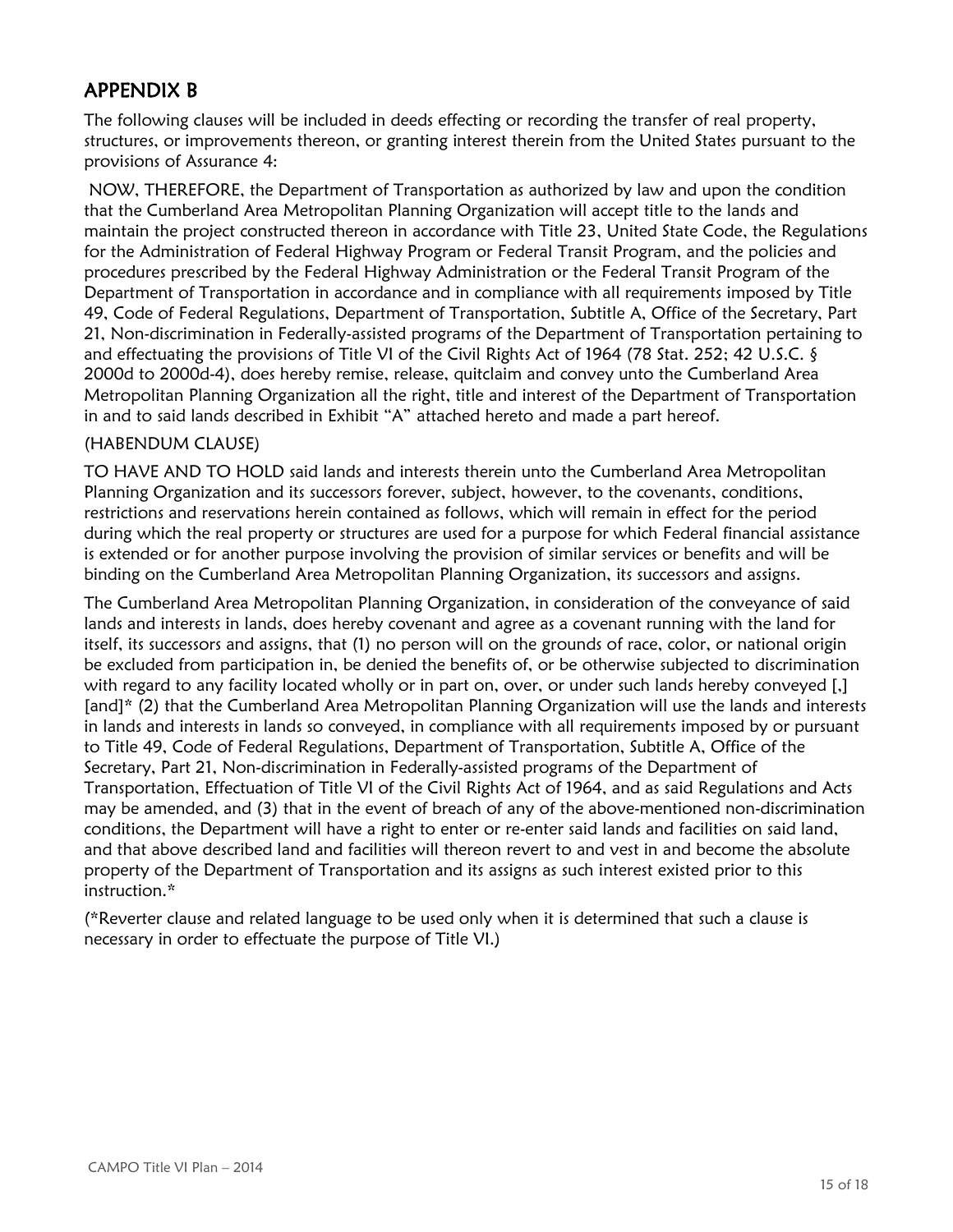## APPENDIX B

The following clauses will be included in deeds effecting or recording the transfer of real property, structures, or improvements thereon, or granting interest therein from the United States pursuant to the provisions of Assurance 4:

NOW, THEREFORE, the Department of Transportation as authorized by law and upon the condition that the Cumberland Area Metropolitan Planning Organization will accept title to the lands and maintain the project constructed thereon in accordance with Title 23, United State Code, the Regulations for the Administration of Federal Highway Program or Federal Transit Program, and the policies and procedures prescribed by the Federal Highway Administration or the Federal Transit Program of the Department of Transportation in accordance and in compliance with all requirements imposed by Title 49, Code of Federal Regulations, Department of Transportation, Subtitle A, Office of the Secretary, Part 21, Non-discrimination in Federally-assisted programs of the Department of Transportation pertaining to and effectuating the provisions of Title VI of the Civil Rights Act of 1964 (78 Stat. 252; 42 U.S.C. § 2000d to 2000d-4), does hereby remise, release, quitclaim and convey unto the Cumberland Area Metropolitan Planning Organization all the right, title and interest of the Department of Transportation in and to said lands described in Exhibit "A" attached hereto and made a part hereof.

(HABENDUM CLAUSE)

TO HAVE AND TO HOLD said lands and interests therein unto the Cumberland Area Metropolitan Planning Organization and its successors forever, subject, however, to the covenants, conditions, restrictions and reservations herein contained as follows, which will remain in effect for the period during which the real property or structures are used for a purpose for which Federal financial assistance is extended or for another purpose involving the provision of similar services or benefits and will be binding on the Cumberland Area Metropolitan Planning Organization, its successors and assigns.

The Cumberland Area Metropolitan Planning Organization, in consideration of the conveyance of said lands and interests in lands, does hereby covenant and agree as a covenant running with the land for itself, its successors and assigns, that (1) no person will on the grounds of race, color, or national origin be excluded from participation in, be denied the benefits of, or be otherwise subjected to discrimination with regard to any facility located wholly or in part on, over, or under such lands hereby conveyed [,] [and]* (2) that the Cumberland Area Metropolitan Planning Organization will use the lands and interests in lands and interests in lands so conveyed, in compliance with all requirements imposed by or pursuant to Title 49, Code of Federal Regulations, Department of Transportation, Subtitle A, Office of the Secretary, Part 21, Non-discrimination in Federally-assisted programs of the Department of Transportation, Effectuation of Title VI of the Civil Rights Act of 1964, and as said Regulations and Acts may be amended, and (3) that in the event of breach of any of the above-mentioned non-discrimination conditions, the Department will have a right to enter or re-enter said lands and facilities on said land, and that above described land and facilities will thereon revert to and vest in and become the absolute property of the Department of Transportation and its assigns as such interest existed prior to this instruction.*

(*Reverter clause and related language to be used only when it is determined that such a clause is necessary in order to effectuate the purpose of Title VI.)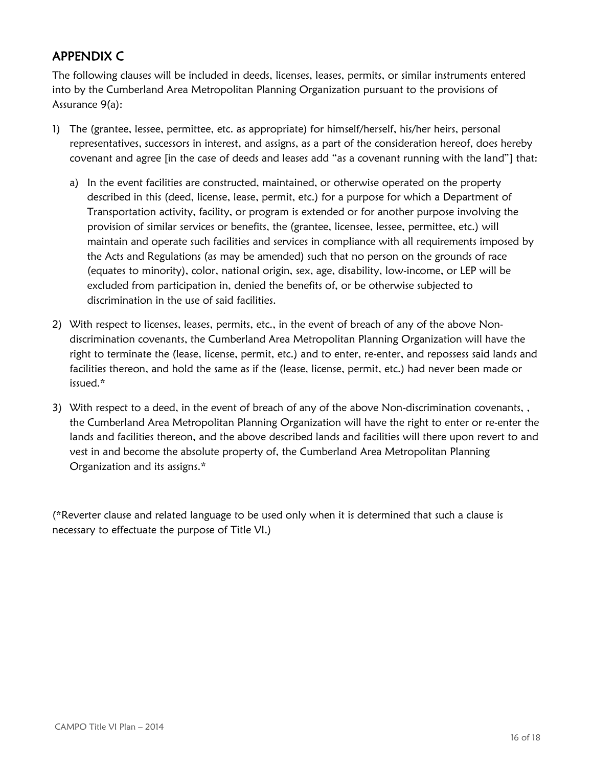## APPENDIX C

The following clauses will be included in deeds, licenses, leases, permits, or similar instruments entered into by the Cumberland Area Metropolitan Planning Organization pursuant to the provisions of Assurance 9(a):

1) The (grantee, lessee, permittee, etc. as appropriate) for himself/herself, his/her heirs, personal representatives, successors in interest, and assigns, as a part of the consideration hereof, does hereby covenant and agree [in the case of deeds and leases add "as a covenant running with the land"] that:

   a) In the event facilities are constructed, maintained, or otherwise operated on the property described in this (deed, license, lease, permit, etc.) for a purpose for which a Department of Transportation activity, facility, or program is extended or for another purpose involving the provision of similar services or benefits, the (grantee, licensee, lessee, permittee, etc.) will maintain and operate such facilities and services in compliance with all requirements imposed by the Acts and Regulations (as may be amended) such that no person on the grounds of race (equates to minority), color, national origin, sex, age, disability, low-income, or LEP will be excluded from participation in, denied the benefits of, or be otherwise subjected to discrimination in the use of said facilities.

2) With respect to licenses, leases, permits, etc., in the event of breach of any of the above Non-discrimination covenants, the Cumberland Area Metropolitan Planning Organization will have the right to terminate the (lease, license, permit, etc.) and to enter, re-enter, and repossess said lands and facilities thereon, and hold the same as if the (lease, license, permit, etc.) had never been made or issued.*

3) With respect to a deed, in the event of breach of any of the above Non-discrimination covenants, , the Cumberland Area Metropolitan Planning Organization will have the right to enter or re-enter the lands and facilities thereon, and the above described lands and facilities will there upon revert to and vest in and become the absolute property of, the Cumberland Area Metropolitan Planning Organization and its assigns.*

(*Reverter clause and related language to be used only when it is determined that such a clause is necessary to effectuate the purpose of Title VI.)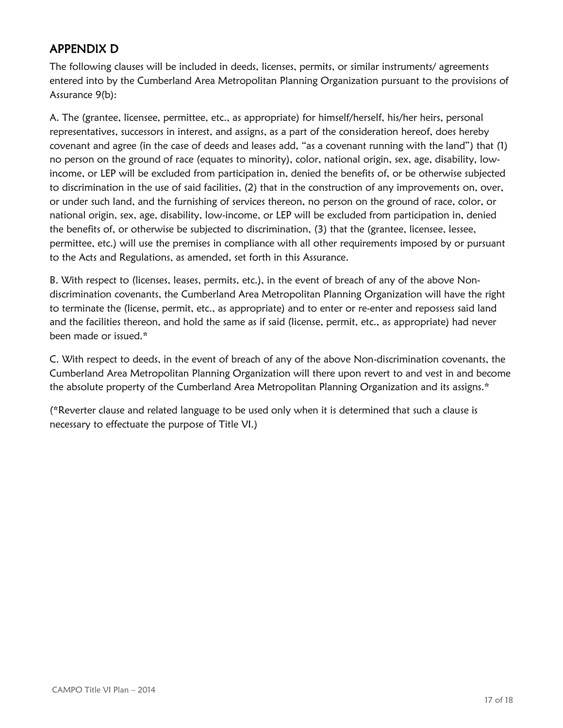## APPENDIX D

The following clauses will be included in deeds, licenses, permits, or similar instruments/ agreements entered into by the Cumberland Area Metropolitan Planning Organization pursuant to the provisions of Assurance 9(b):

A. The (grantee, licensee, permittee, etc., as appropriate) for himself/herself, his/her heirs, personal representatives, successors in interest, and assigns, as a part of the consideration hereof, does hereby covenant and agree (in the case of deeds and leases add, "as a covenant running with the land") that (1) no person on the ground of race (equates to minority), color, national origin, sex, age, disability, low-income, or LEP will be excluded from participation in, denied the benefits of, or be otherwise subjected to discrimination in the use of said facilities, (2) that in the construction of any improvements on, over, or under such land, and the furnishing of services thereon, no person on the ground of race, color, or national origin, sex, age, disability, low-income, or LEP will be excluded from participation in, denied the benefits of, or otherwise be subjected to discrimination, (3) that the (grantee, licensee, lessee, permittee, etc.) will use the premises in compliance with all other requirements imposed by or pursuant to the Acts and Regulations, as amended, set forth in this Assurance.

B. With respect to (licenses, leases, permits, etc.), in the event of breach of any of the above Non-discrimination covenants, the Cumberland Area Metropolitan Planning Organization will have the right to terminate the (license, permit, etc., as appropriate) and to enter or re-enter and repossess said land and the facilities thereon, and hold the same as if said (license, permit, etc., as appropriate) had never been made or issued.*

C. With respect to deeds, in the event of breach of any of the above Non-discrimination covenants, the Cumberland Area Metropolitan Planning Organization will there upon revert to and vest in and become the absolute property of the Cumberland Area Metropolitan Planning Organization and its assigns.*

(*Reverter clause and related language to be used only when it is determined that such a clause is necessary to effectuate the purpose of Title VI.)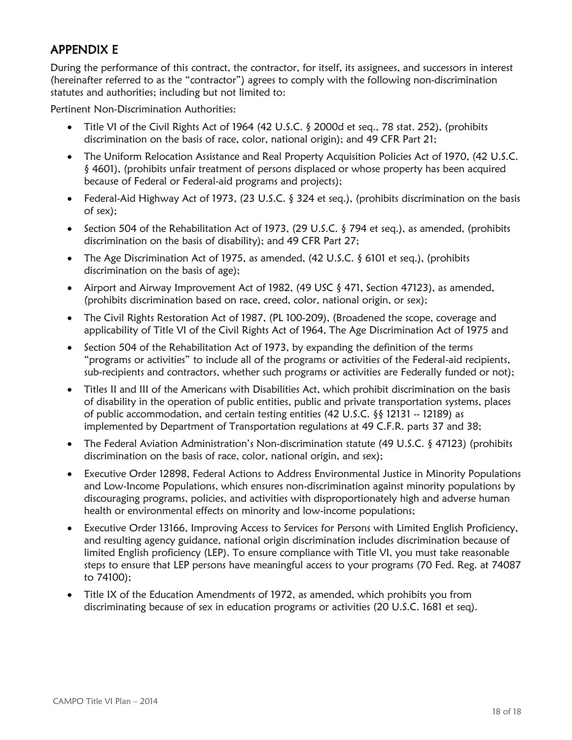## APPENDIX E

During the performance of this contract, the contractor, for itself, its assignees, and successors in interest (hereinafter referred to as the "contractor") agrees to comply with the following non-discrimination statutes and authorities; including but not limited to:

Pertinent Non-Discrimination Authorities:

- Title VI of the Civil Rights Act of 1964 (42 U.S.C. § 2000d et seq., 78 stat. 252), (prohibits discrimination on the basis of race, color, national origin); and 49 CFR Part 21;
- The Uniform Relocation Assistance and Real Property Acquisition Policies Act of 1970, (42 U.S.C. § 4601), (prohibits unfair treatment of persons displaced or whose property has been acquired because of Federal or Federal-aid programs and projects);
- Federal-Aid Highway Act of 1973, (23 U.S.C. § 324 et seq.), (prohibits discrimination on the basis of sex);
- Section 504 of the Rehabilitation Act of 1973, (29 U.S.C. § 794 et seq.), as amended, (prohibits discrimination on the basis of disability); and 49 CFR Part 27;
- The Age Discrimination Act of 1975, as amended, (42 U.S.C. § 6101 et seq.), (prohibits discrimination on the basis of age);
- Airport and Airway Improvement Act of 1982, (49 USC § 471, Section 47123), as amended, (prohibits discrimination based on race, creed, color, national origin, or sex);
- The Civil Rights Restoration Act of 1987, (PL 100-209), (Broadened the scope, coverage and applicability of Title VI of the Civil Rights Act of 1964, The Age Discrimination Act of 1975 and
- Section 504 of the Rehabilitation Act of 1973, by expanding the definition of the terms "programs or activities" to include all of the programs or activities of the Federal-aid recipients, sub-recipients and contractors, whether such programs or activities are Federally funded or not);
- Titles II and III of the Americans with Disabilities Act, which prohibit discrimination on the basis of disability in the operation of public entities, public and private transportation systems, places of public accommodation, and certain testing entities (42 U.S.C. §§ 12131 -- 12189) as implemented by Department of Transportation regulations at 49 C.F.R. parts 37 and 38;
- The Federal Aviation Administration's Non-discrimination statute (49 U.S.C. § 47123) (prohibits discrimination on the basis of race, color, national origin, and sex);
- Executive Order 12898, Federal Actions to Address Environmental Justice in Minority Populations and Low-Income Populations, which ensures non-discrimination against minority populations by discouraging programs, policies, and activities with disproportionately high and adverse human health or environmental effects on minority and low-income populations;
- Executive Order 13166, Improving Access to Services for Persons with Limited English Proficiency, and resulting agency guidance, national origin discrimination includes discrimination because of limited English proficiency (LEP). To ensure compliance with Title VI, you must take reasonable steps to ensure that LEP persons have meaningful access to your programs (70 Fed. Reg. at 74087 to 74100);
- Title IX of the Education Amendments of 1972, as amended, which prohibits you from discriminating because of sex in education programs or activities (20 U.S.C. 1681 et seq).